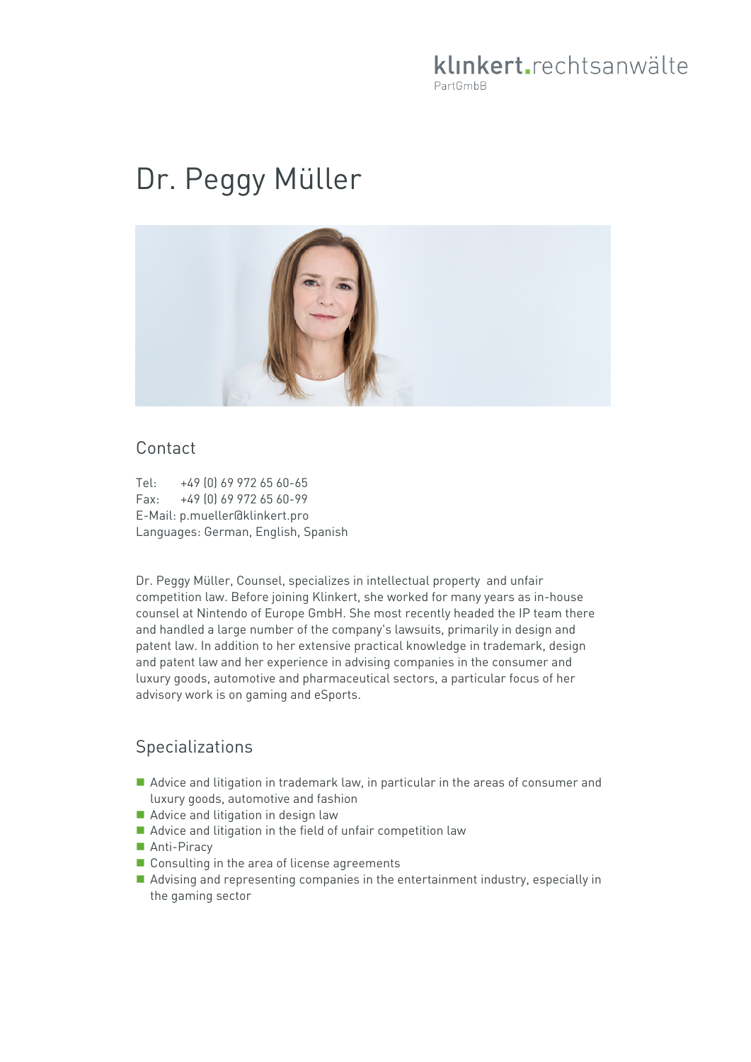klinkert.rechtsanwälte
PartGmbB

# Dr. Peggy Müller

## Contact

Tel: +49 (0) 69 972 65 60-65
Fax: +49 (0) 69 972 65 60-99
E-Mail: p.mueller@klinkert.pro
Languages: German, English, Spanish

Dr. Peggy Müller, Counsel, specializes in intellectual property and unfair competition law. Before joining Klinkert, she worked for many years as in-house counsel at Nintendo of Europe GmbH. She most recently headed the IP team there and handled a large number of the company's lawsuits, primarily in design and patent law. In addition to her extensive practical knowledge in trademark, design and patent law and her experience in advising companies in the consumer and luxury goods, automotive and pharmaceutical sectors, a particular focus of her advisory work is on gaming and eSports.

## Specializations

- Advice and litigation in trademark law, in particular in the areas of consumer and luxury goods, automotive and fashion
- Advice and litigation in design law
- Advice and litigation in the field of unfair competition law
- Anti-Piracy
- Consulting in the area of license agreements
- Advising and representing companies in the entertainment industry, especially in the gaming sector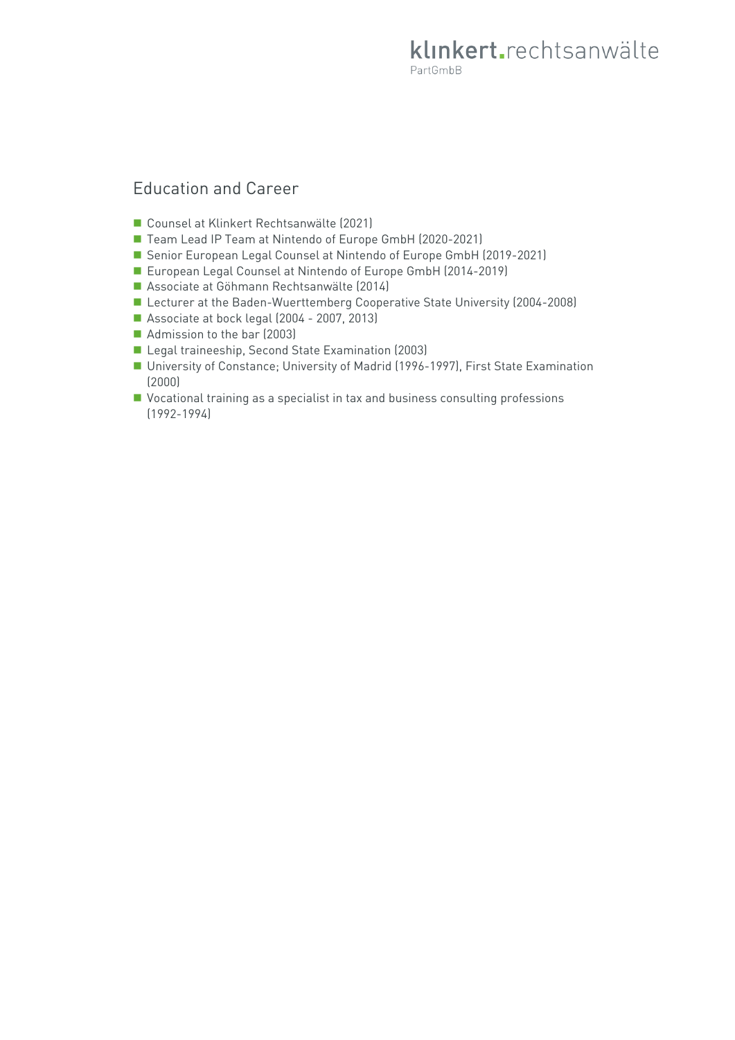## Education and Career

- Counsel at Klinkert Rechtsanwälte (2021)
- Team Lead IP Team at Nintendo of Europe GmbH (2020-2021)
- Senior European Legal Counsel at Nintendo of Europe GmbH (2019-2021)
- European Legal Counsel at Nintendo of Europe GmbH (2014-2019)
- Associate at Göhmann Rechtsanwälte (2014)
- Lecturer at the Baden-Wuerttemberg Cooperative State University (2004-2008)
- Associate at bock legal (2004 - 2007, 2013)
- Admission to the bar (2003)
- Legal traineeship, Second State Examination (2003)
- University of Constance; University of Madrid (1996-1997), First State Examination (2000)
- Vocational training as a specialist in tax and business consulting professions (1992-1994)